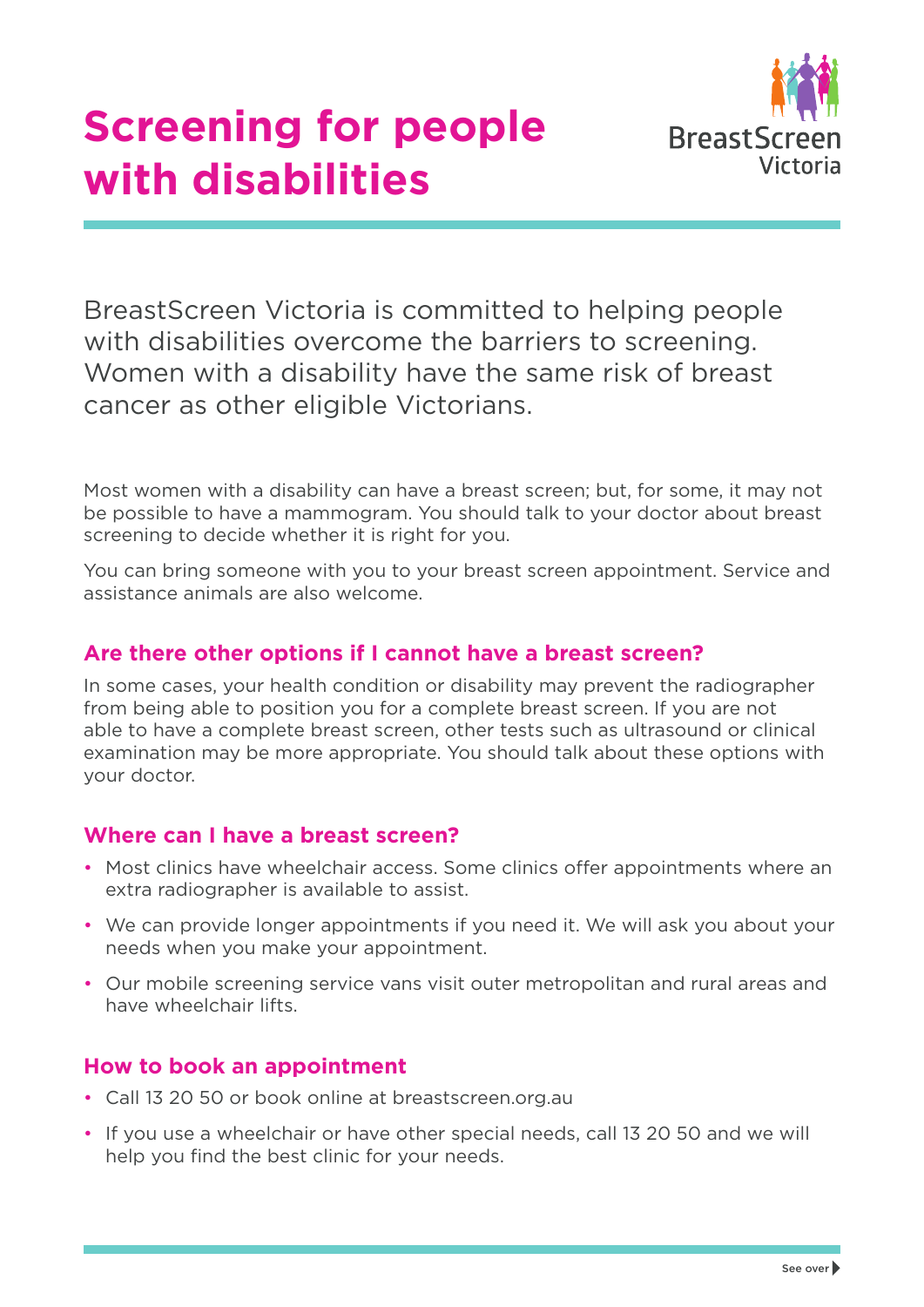# Screening for people with disabilities

BreastScreen Victoria

BreastScreen Victoria is committed to helping people with disabilities overcome the barriers to screening. Women with a disability have the same risk of breast cancer as other eligible Victorians.

Most women with a disability can have a breast screen; but, for some, it may not be possible to have a mammogram. You should talk to your doctor about breast screening to decide whether it is right for you.

You can bring someone with you to your breast screen appointment. Service and assistance animals are also welcome.

## Are there other options if I cannot have a breast screen?

In some cases, your health condition or disability may prevent the radiographer from being able to position you for a complete breast screen. If you are not able to have a complete breast screen, other tests such as ultrasound or clinical examination may be more appropriate. You should talk about these options with your doctor.

## Where can I have a breast screen?

- Most clinics have wheelchair access. Some clinics offer appointments where an extra radiographer is available to assist.
- We can provide longer appointments if you need it. We will ask you about your needs when you make your appointment.
- Our mobile screening service vans visit outer metropolitan and rural areas and have wheelchair lifts.

## How to book an appointment

- Call 13 20 50 or book online at breastscreen.org.au
- If you use a wheelchair or have other special needs, call 13 20 50 and we will help you find the best clinic for your needs.

See over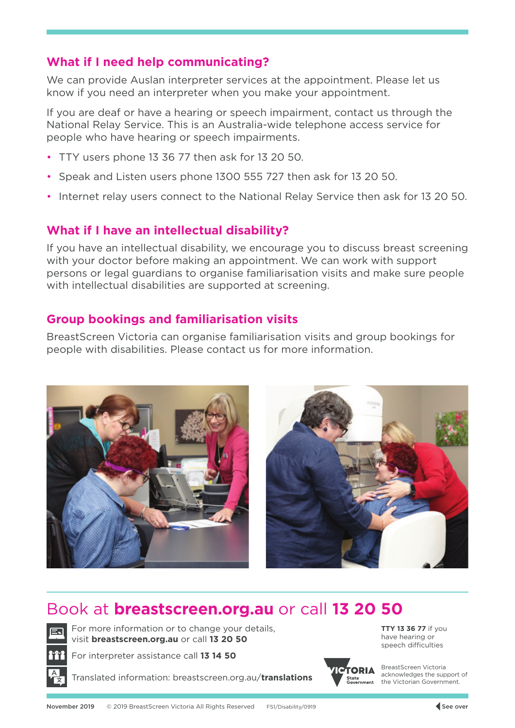## What if I need help communicating?

We can provide Auslan interpreter services at the appointment. Please let us know if you need an interpreter when you make your appointment.

If you are deaf or have a hearing or speech impairment, contact us through the National Relay Service. This is an Australia-wide telephone access service for people who have hearing or speech impairments.

- TTY users phone 13 36 77 then ask for 13 20 50.
- Speak and Listen users phone 1300 555 727 then ask for 13 20 50.
- Internet relay users connect to the National Relay Service then ask for 13 20 50.

## What if I have an intellectual disability?

If you have an intellectual disability, we encourage you to discuss breast screening with your doctor before making an appointment. We can work with support persons or legal guardians to organise familiarisation visits and make sure people with intellectual disabilities are supported at screening.

## Group bookings and familiarisation visits

BreastScreen Victoria can organise familiarisation visits and group bookings for people with disabilities. Please contact us for more information.

## Book at **breastscreen.org.au** or call **13 20 50**

For more information or to change your details, visit **breastscreen.org.au** or call **13 20 50**

For interpreter assistance call **13 14 50**

Translated information: breastscreen.org.au/**translations**

**TTY 13 36 77** if you have hearing or speech difficulties

BreastScreen Victoria acknowledges the support of the Victorian Government.

November 2019 © 2019 BreastScreen Victoria All Rights Reserved FS1/Disability/0919

See over